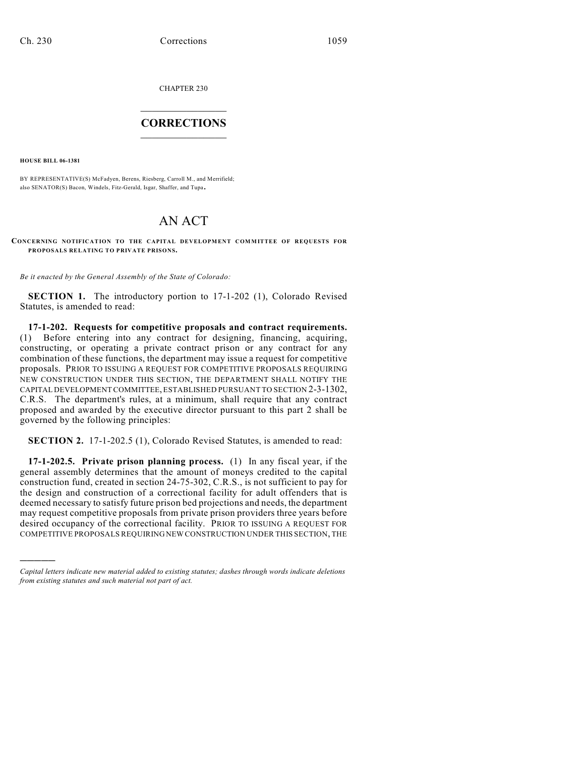CHAPTER 230

# CORRECTIONS

**HOUSE BILL 06-1381**

BY REPRESENTATIVE(S) McFadyen, Berens, Riesberg, Carroll M., and Merrifield;
also SENATOR(S) Bacon, Windels, Fitz-Gerald, Isgar, Shaffer, and Tupa.

# AN ACT

**CONCERNING NOTIFICATION TO THE CAPITAL DEVELOPMENT COMMITTEE OF REQUESTS FOR PROPOSALS RELATING TO PRIVATE PRISONS.**

*Be it enacted by the General Assembly of the State of Colorado:*

**SECTION 1.** The introductory portion to 17-1-202 (1), Colorado Revised Statutes, is amended to read:

**17-1-202. Requests for competitive proposals and contract requirements.** (1) Before entering into any contract for designing, financing, acquiring, constructing, or operating a private contract prison or any contract for any combination of these functions, the department may issue a request for competitive proposals. PRIOR TO ISSUING A REQUEST FOR COMPETITIVE PROPOSALS REQUIRING NEW CONSTRUCTION UNDER THIS SECTION, THE DEPARTMENT SHALL NOTIFY THE CAPITAL DEVELOPMENT COMMITTEE, ESTABLISHED PURSUANT TO SECTION 2-3-1302, C.R.S. The department's rules, at a minimum, shall require that any contract proposed and awarded by the executive director pursuant to this part 2 shall be governed by the following principles:

**SECTION 2.** 17-1-202.5 (1), Colorado Revised Statutes, is amended to read:

**17-1-202.5. Private prison planning process.** (1) In any fiscal year, if the general assembly determines that the amount of moneys credited to the capital construction fund, created in section 24-75-302, C.R.S., is not sufficient to pay for the design and construction of a correctional facility for adult offenders that is deemed necessary to satisfy future prison bed projections and needs, the department may request competitive proposals from private prison providers three years before desired occupancy of the correctional facility. PRIOR TO ISSUING A REQUEST FOR COMPETITIVE PROPOSALS REQUIRING NEW CONSTRUCTION UNDER THIS SECTION, THE

---

*Capital letters indicate new material added to existing statutes; dashes through words indicate deletions from existing statutes and such material not part of act.*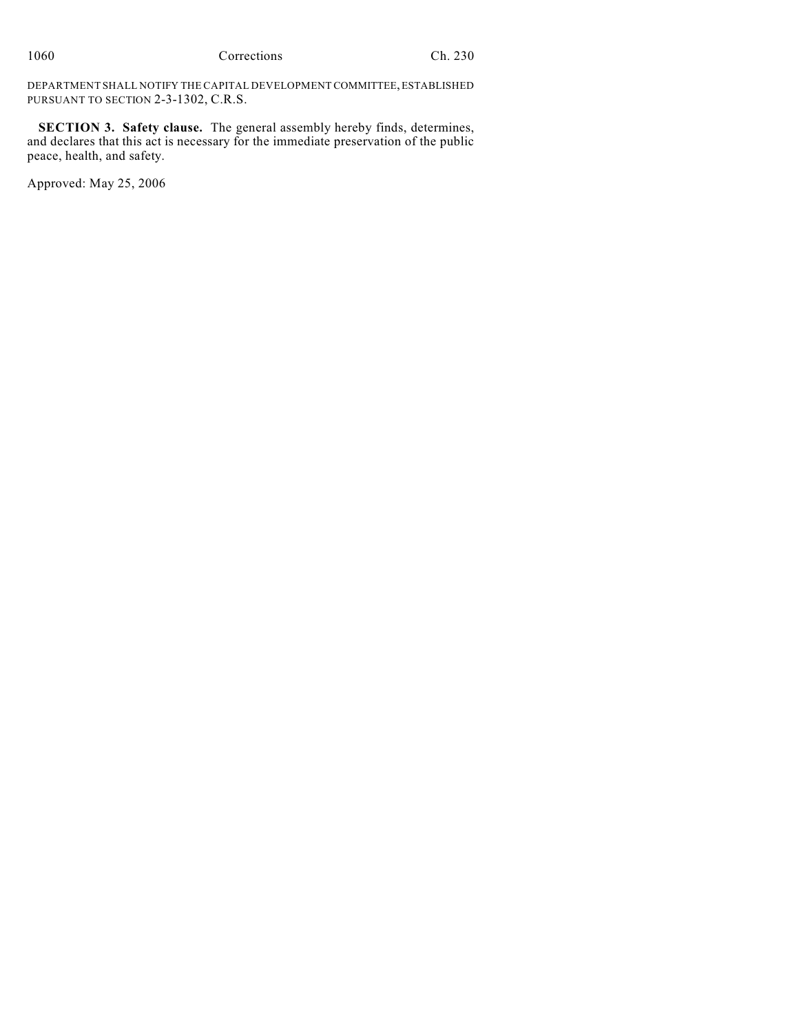DEPARTMENT SHALL NOTIFY THE CAPITAL DEVELOPMENT COMMITTEE, ESTABLISHED PURSUANT TO SECTION 2-3-1302, C.R.S.

**SECTION 3. Safety clause.** The general assembly hereby finds, determines, and declares that this act is necessary for the immediate preservation of the public peace, health, and safety.

Approved: May 25, 2006